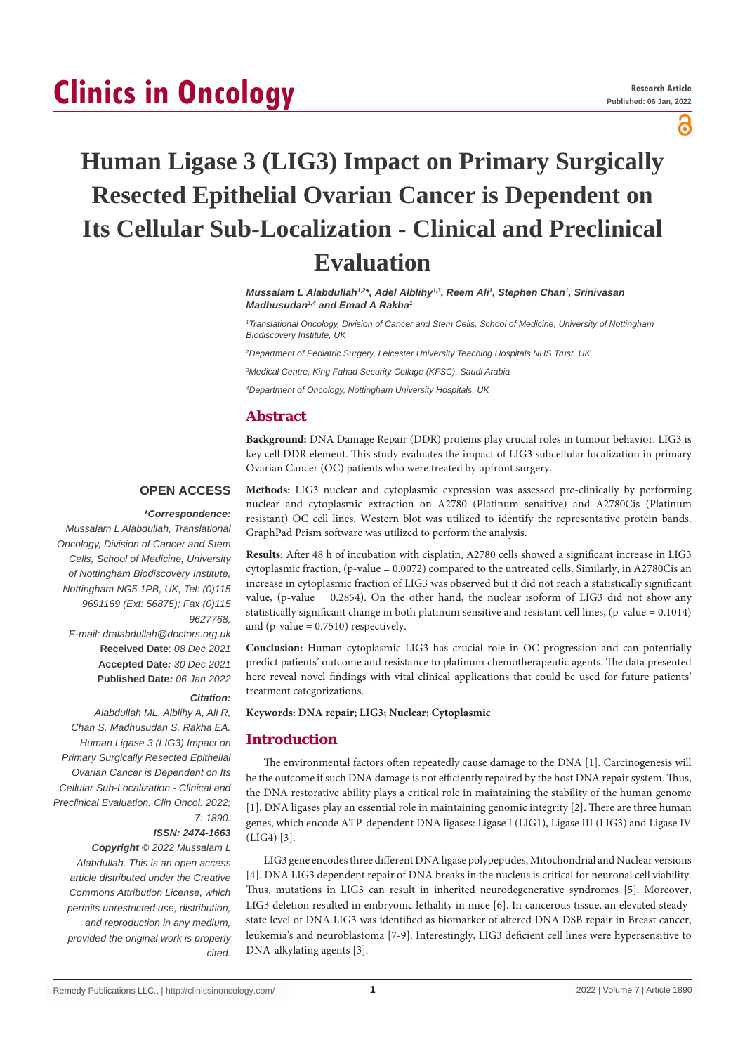# Human Ligase 3 (LIG3) Impact on Primary Surgically Resected Epithelial Ovarian Cancer is Dependent on Its Cellular Sub-Localization - Clinical and Preclinical Evaluation

*Mussalam L Alabdullah[1,2]*, Adel Alblihy[1,3], Reem Ali[1], Stephen Chan[1], Srinivasan Madhusudan[1,4] and Emad A Rakha[1]*

*[1]Translational Oncology, Division of Cancer and Stem Cells, School of Medicine, University of Nottingham Biodiscovery Institute, UK*

*[2]Department of Pediatric Surgery, Leicester University Teaching Hospitals NHS Trust, UK*

*[3]Medical Centre, King Fahad Security Collage (KFSC), Saudi Arabia*

*[4]Department of Oncology, Nottingham University Hospitals, UK*

## Abstract

**Background:** DNA Damage Repair (DDR) proteins play crucial roles in tumour behavior. LIG3 is key cell DDR element. This study evaluates the impact of LIG3 subcellular localization in primary Ovarian Cancer (OC) patients who were treated by upfront surgery.

**Methods:** LIG3 nuclear and cytoplasmic expression was assessed pre-clinically by performing nuclear and cytoplasmic extraction on A2780 (Platinum sensitive) and A2780Cis (Platinum resistant) OC cell lines. Western blot was utilized to identify the representative protein bands. GraphPad Prism software was utilized to perform the analysis.

**Results:** After 48 h of incubation with cisplatin, A2780 cells showed a significant increase in LIG3 cytoplasmic fraction, (p-value = 0.0072) compared to the untreated cells. Similarly, in A2780Cis an increase in cytoplasmic fraction of LIG3 was observed but it did not reach a statistically significant value, (p-value = 0.2854). On the other hand, the nuclear isoform of LIG3 did not show any statistically significant change in both platinum sensitive and resistant cell lines, (p-value = 0.1014) and (p-value = 0.7510) respectively.

**Conclusion:** Human cytoplasmic LIG3 has crucial role in OC progression and can potentially predict patients' outcome and resistance to platinum chemotherapeutic agents. The data presented here reveal novel findings with vital clinical applications that could be used for future patients' treatment categorizations.

**Keywords: DNA repair; LIG3; Nuclear; Cytoplasmic**

**OPEN ACCESS**

***Correspondence:***

*Mussalam L Alabdullah, Translational Oncology, Division of Cancer and Stem Cells, School of Medicine, University of Nottingham Biodiscovery Institute, Nottingham NG5 1PB, UK, Tel: (0)115 9691169 (Ext: 56875); Fax (0)115 9627768;*

*E-mail: dralabdullah@doctors.org.uk*

**Received Date**: *08 Dec 2021*

**Accepted Date***: 30 Dec 2021*

**Published Date***: 06 Jan 2022*

***Citation:***

*Alabdullah ML, Alblihy A, Ali R, Chan S, Madhusudan S, Rakha EA. Human Ligase 3 (LIG3) Impact on Primary Surgically Resected Epithelial Ovarian Cancer is Dependent on Its Cellular Sub-Localization - Clinical and Preclinical Evaluation. Clin Oncol. 2022; 7: 1890.*

***ISSN: 2474-1663***

***Copyright** © 2022 Mussalam L Alabdullah. This is an open access article distributed under the Creative Commons Attribution License, which permits unrestricted use, distribution, and reproduction in any medium, provided the original work is properly cited.*

## Introduction

The environmental factors often repeatedly cause damage to the DNA [1]. Carcinogenesis will be the outcome if such DNA damage is not efficiently repaired by the host DNA repair system. Thus, the DNA restorative ability plays a critical role in maintaining the stability of the human genome [1]. DNA ligases play an essential role in maintaining genomic integrity [2]. There are three human genes, which encode ATP-dependent DNA ligases: Ligase I (LIG1), Ligase III (LIG3) and Ligase IV (LIG4) [3].

LIG3 gene encodes three different DNA ligase polypeptides, Mitochondrial and Nuclear versions [4]. DNA LIG3 dependent repair of DNA breaks in the nucleus is critical for neuronal cell viability. Thus, mutations in LIG3 can result in inherited neurodegenerative syndromes [5]. Moreover, LIG3 deletion resulted in embryonic lethality in mice [6]. In cancerous tissue, an elevated steady-state level of DNA LIG3 was identified as biomarker of altered DNA DSB repair in Breast cancer, leukemia's and neuroblastoma [7-9]. Interestingly, LIG3 deficient cell lines were hypersensitive to DNA-alkylating agents [3].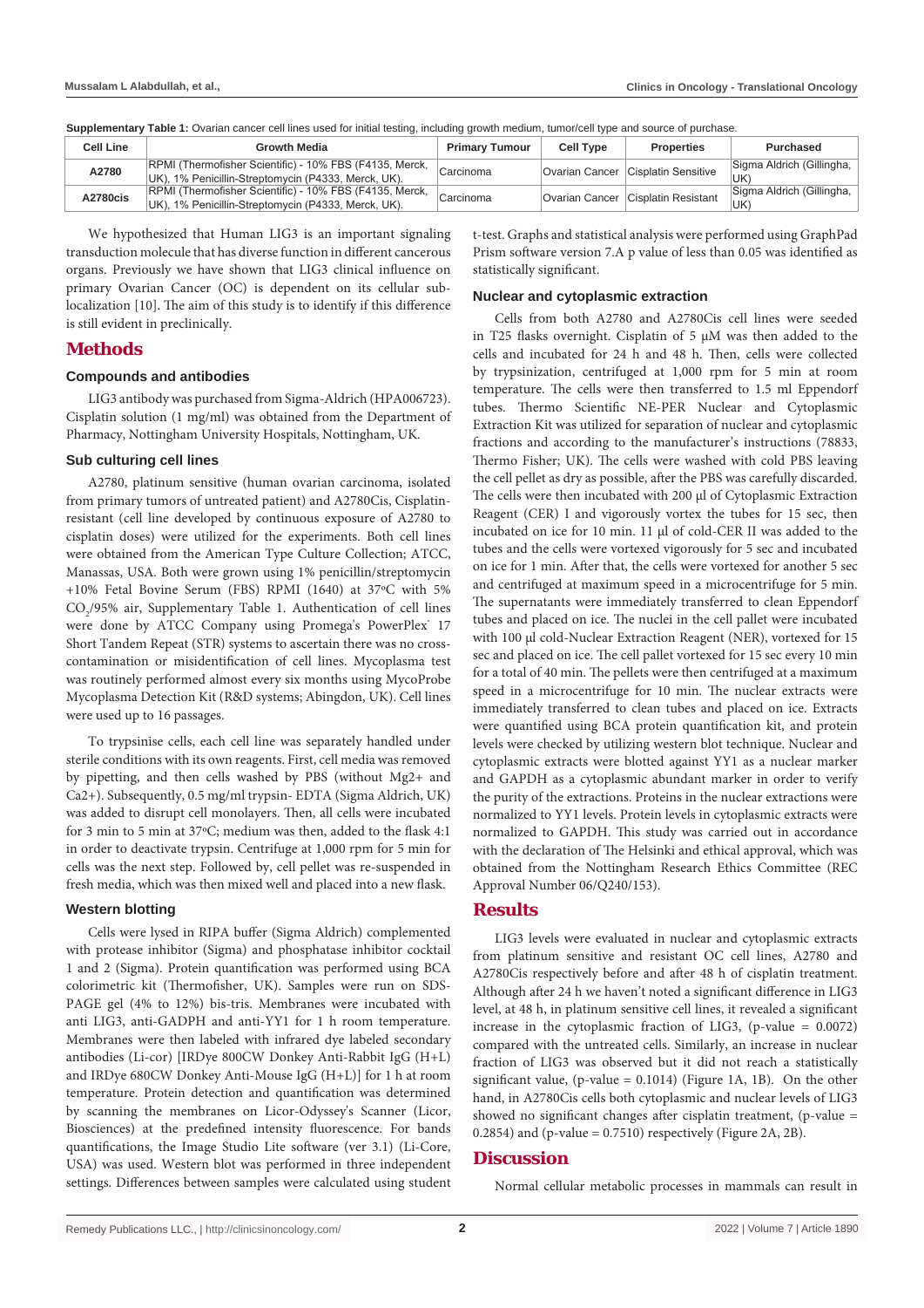**Supplementary Table 1:** Ovarian cancer cell lines used for initial testing, including growth medium, tumor/cell type and source of purchase.

| Cell Line | Growth Media | Primary Tumour | Cell Type | Properties | Purchased |
|---|---|---|---|---|---|
| A2780 | RPMI (Thermofisher Scientific) - 10% FBS (F4135, Merck, UK), 1% Penicillin-Streptomycin (P4333, Merck, UK). | Carcinoma | Ovarian Cancer | Cisplatin Sensitive | Sigma Aldrich (Gillingha, UK) |
| A2780cis | RPMI (Thermofisher Scientific) - 10% FBS (F4135, Merck, UK), 1% Penicillin-Streptomycin (P4333, Merck, UK). | Carcinoma | Ovarian Cancer | Cisplatin Resistant | Sigma Aldrich (Gillingha, UK) |

We hypothesized that Human LIG3 is an important signaling transduction molecule that has diverse function in different cancerous organs. Previously we have shown that LIG3 clinical influence on primary Ovarian Cancer (OC) is dependent on its cellular sub-localization [10]. The aim of this study is to identify if this difference is still evident in preclinically.

# Methods

### Compounds and antibodies

LIG3 antibody was purchased from Sigma-Aldrich (HPA006723). Cisplatin solution (1 mg/ml) was obtained from the Department of Pharmacy, Nottingham University Hospitals, Nottingham, UK.

### Sub culturing cell lines

A2780, platinum sensitive (human ovarian carcinoma, isolated from primary tumors of untreated patient) and A2780Cis, Cisplatin-resistant (cell line developed by continuous exposure of A2780 to cisplatin doses) were utilized for the experiments. Both cell lines were obtained from the American Type Culture Collection; ATCC, Manassas, USA. Both were grown using 1% penicillin/streptomycin +10% Fetal Bovine Serum (FBS) RPMI (1640) at 37ºC with 5% $CO_2$/95% air, Supplementary Table 1. Authentication of cell lines were done by ATCC Company using Promega's PowerPlex® 17 Short Tandem Repeat (STR) systems to ascertain there was no cross-contamination or misidentification of cell lines. Mycoplasma test was routinely performed almost every six months using MycoProbe Mycoplasma Detection Kit (R&D systems; Abingdon, UK). Cell lines were used up to 16 passages.

To trypsinise cells, each cell line was separately handled under sterile conditions with its own reagents. First, cell media was removed by pipetting, and then cells washed by PBS (without Mg2+ and Ca2+). Subsequently, 0.5 mg/ml trypsin- EDTA (Sigma Aldrich, UK) was added to disrupt cell monolayers. Then, all cells were incubated for 3 min to 5 min at 37ºC; medium was then, added to the flask 4:1 in order to deactivate trypsin. Centrifuge at 1,000 rpm for 5 min for cells was the next step. Followed by, cell pellet was re-suspended in fresh media, which was then mixed well and placed into a new flask.

### Western blotting

Cells were lysed in RIPA buffer (Sigma Aldrich) complemented with protease inhibitor (Sigma) and phosphatase inhibitor cocktail 1 and 2 (Sigma). Protein quantification was performed using BCA colorimetric kit (Thermofisher, UK). Samples were run on SDS-PAGE gel (4% to 12%) bis-tris. Membranes were incubated with anti LIG3, anti-GADPH and anti-YY1 for 1 h room temperature. Membranes were then labeled with infrared dye labeled secondary antibodies (Li-cor) [IRDye 800CW Donkey Anti-Rabbit IgG (H+L) and IRDye 680CW Donkey Anti-Mouse IgG (H+L)] for 1 h at room temperature. Protein detection and quantification was determined by scanning the membranes on Licor-Odyssey's Scanner (Licor, Biosciences) at the predefined intensity fluorescence. For bands quantifications, the Image Studio Lite software (ver 3.1) (Li-Core, USA) was used. Western blot was performed in three independent settings. Differences between samples were calculated using student t-test. Graphs and statistical analysis were performed using GraphPad Prism software version 7.A p value of less than 0.05 was identified as statistically significant.

### Nuclear and cytoplasmic extraction

Cells from both A2780 and A2780Cis cell lines were seeded in T25 flasks overnight. Cisplatin of 5 µM was then added to the cells and incubated for 24 h and 48 h. Then, cells were collected by trypsinization, centrifuged at 1,000 rpm for 5 min at room temperature. The cells were then transferred to 1.5 ml Eppendorf tubes. Thermo Scientific NE-PER Nuclear and Cytoplasmic Extraction Kit was utilized for separation of nuclear and cytoplasmic fractions and according to the manufacturer's instructions (78833, Thermo Fisher; UK). The cells were washed with cold PBS leaving the cell pellet as dry as possible, after the PBS was carefully discarded. The cells were then incubated with 200 µl of Cytoplasmic Extraction Reagent (CER) I and vigorously vortex the tubes for 15 sec, then incubated on ice for 10 min. 11 µl of cold-CER II was added to the tubes and the cells were vortexed vigorously for 5 sec and incubated on ice for 1 min. After that, the cells were vortexed for another 5 sec and centrifuged at maximum speed in a microcentrifuge for 5 min. The supernatants were immediately transferred to clean Eppendorf tubes and placed on ice. The nuclei in the cell pallet were incubated with 100 µl cold-Nuclear Extraction Reagent (NER), vortexed for 15 sec and placed on ice. The cell pallet vortexed for 15 sec every 10 min for a total of 40 min. The pellets were then centrifuged at a maximum speed in a microcentrifuge for 10 min. The nuclear extracts were immediately transferred to clean tubes and placed on ice. Extracts were quantified using BCA protein quantification kit, and protein levels were checked by utilizing western blot technique. Nuclear and cytoplasmic extracts were blotted against YY1 as a nuclear marker and GAPDH as a cytoplasmic abundant marker in order to verify the purity of the extractions. Proteins in the nuclear extractions were normalized to YY1 levels. Protein levels in cytoplasmic extracts were normalized to GAPDH. This study was carried out in accordance with the declaration of The Helsinki and ethical approval, which was obtained from the Nottingham Research Ethics Committee (REC Approval Number 06/Q240/153).

# Results

LIG3 levels were evaluated in nuclear and cytoplasmic extracts from platinum sensitive and resistant OC cell lines, A2780 and A2780Cis respectively before and after 48 h of cisplatin treatment. Although after 24 h we haven't noted a significant difference in LIG3 level, at 48 h, in platinum sensitive cell lines, it revealed a significant increase in the cytoplasmic fraction of LIG3, (p-value = 0.0072) compared with the untreated cells. Similarly, an increase in nuclear fraction of LIG3 was observed but it did not reach a statistically significant value, (p-value = 0.1014) (Figure 1A, 1B). On the other hand, in A2780Cis cells both cytoplasmic and nuclear levels of LIG3 showed no significant changes after cisplatin treatment, (p-value = 0.2854) and (p-value = 0.7510) respectively (Figure 2A, 2B).

# Discussion

Normal cellular metabolic processes in mammals can result in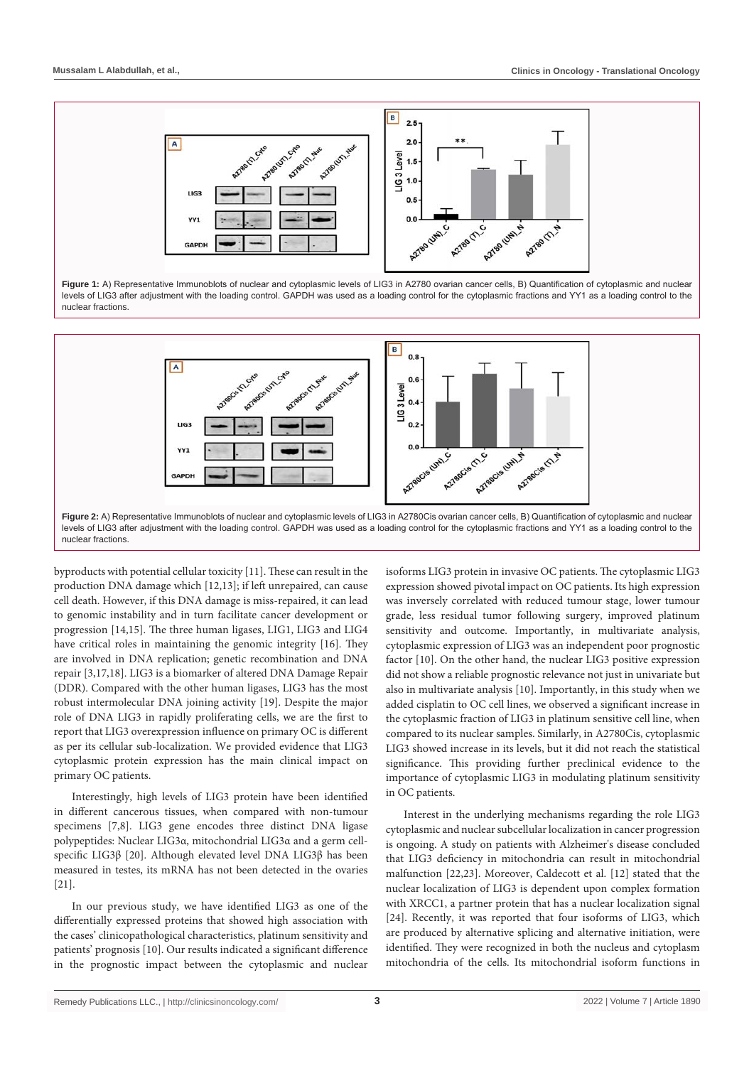**Figure 1:** A) Representative Immunoblots of nuclear and cytoplasmic levels of LIG3 in A2780 ovarian cancer cells, B) Quantification of cytoplasmic and nuclear levels of LIG3 after adjustment with the loading control. GAPDH was used as a loading control for the cytoplasmic fractions and YY1 as a loading control to the nuclear fractions.

**Figure 2:** A) Representative Immunoblots of nuclear and cytoplasmic levels of LIG3 in A2780Cis ovarian cancer cells, B) Quantification of cytoplasmic and nuclear levels of LIG3 after adjustment with the loading control. GAPDH was used as a loading control for the cytoplasmic fractions and YY1 as a loading control to the nuclear fractions.

byproducts with potential cellular toxicity [11]. These can result in the production DNA damage which [12,13]; if left unrepaired, can cause cell death. However, if this DNA damage is miss-repaired, it can lead to genomic instability and in turn facilitate cancer development or progression [14,15]. The three human ligases, LIG1, LIG3 and LIG4 have critical roles in maintaining the genomic integrity [16]. They are involved in DNA replication; genetic recombination and DNA repair [3,17,18]. LIG3 is a biomarker of altered DNA Damage Repair (DDR). Compared with the other human ligases, LIG3 has the most robust intermolecular DNA joining activity [19]. Despite the major role of DNA LIG3 in rapidly proliferating cells, we are the first to report that LIG3 overexpression influence on primary OC is different as per its cellular sub-localization. We provided evidence that LIG3 cytoplasmic protein expression has the main clinical impact on primary OC patients.

Interestingly, high levels of LIG3 protein have been identified in different cancerous tissues, when compared with non-tumour specimens [7,8]. LIG3 gene encodes three distinct DNA ligase polypeptides: Nuclear LIG3α, mitochondrial LIG3α and a germ cell-specific LIG3β [20]. Although elevated level DNA LIG3β has been measured in testes, its mRNA has not been detected in the ovaries [21].

In our previous study, we have identified LIG3 as one of the differentially expressed proteins that showed high association with the cases' clinicopathological characteristics, platinum sensitivity and patients' prognosis [10]. Our results indicated a significant difference in the prognostic impact between the cytoplasmic and nuclear isoforms LIG3 protein in invasive OC patients. The cytoplasmic LIG3 expression showed pivotal impact on OC patients. Its high expression was inversely correlated with reduced tumour stage, lower tumour grade, less residual tumor following surgery, improved platinum sensitivity and outcome. Importantly, in multivariate analysis, cytoplasmic expression of LIG3 was an independent poor prognostic factor [10]. On the other hand, the nuclear LIG3 positive expression did not show a reliable prognostic relevance not just in univariate but also in multivariate analysis [10]. Importantly, in this study when we added cisplatin to OC cell lines, we observed a significant increase in the cytoplasmic fraction of LIG3 in platinum sensitive cell line, when compared to its nuclear samples. Similarly, in A2780Cis, cytoplasmic LIG3 showed increase in its levels, but it did not reach the statistical significance. This providing further preclinical evidence to the importance of cytoplasmic LIG3 in modulating platinum sensitivity in OC patients.

Interest in the underlying mechanisms regarding the role LIG3 cytoplasmic and nuclear subcellular localization in cancer progression is ongoing. A study on patients with Alzheimer's disease concluded that LIG3 deficiency in mitochondria can result in mitochondrial malfunction [22,23]. Moreover, Caldecott et al. [12] stated that the nuclear localization of LIG3 is dependent upon complex formation with XRCC1, a partner protein that has a nuclear localization signal [24]. Recently, it was reported that four isoforms of LIG3, which are produced by alternative splicing and alternative initiation, were identified. They were recognized in both the nucleus and cytoplasm mitochondria of the cells. Its mitochondrial isoform functions in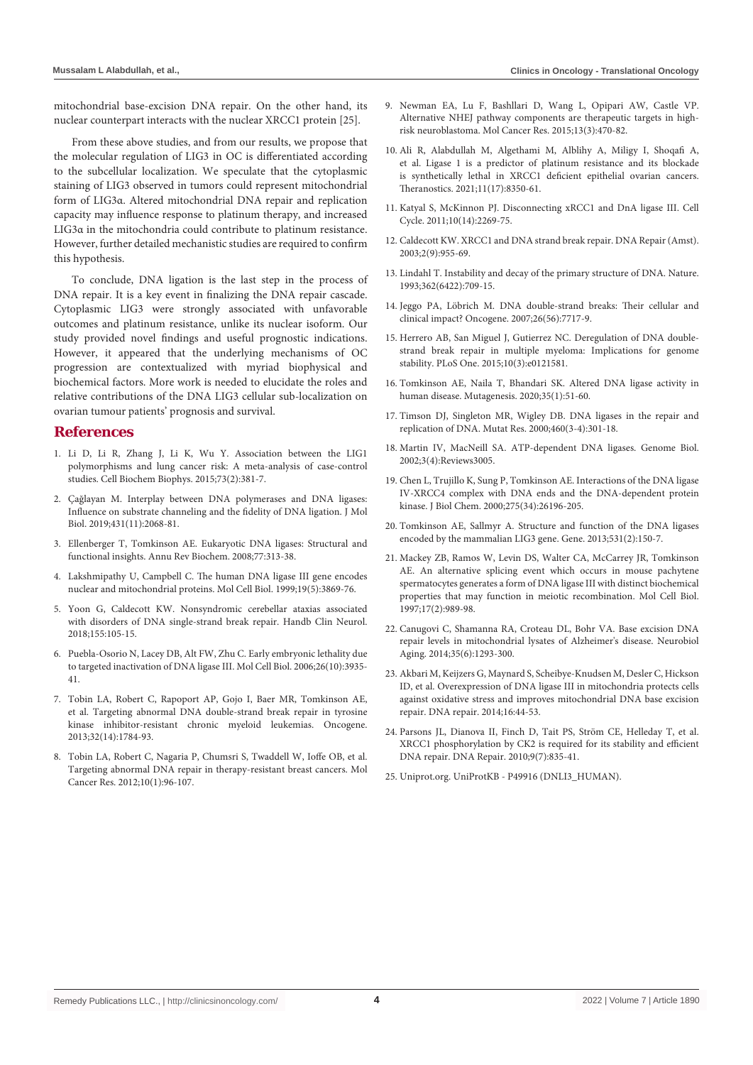mitochondrial base-excision DNA repair. On the other hand, its nuclear counterpart interacts with the nuclear XRCC1 protein [25].

From these above studies, and from our results, we propose that the molecular regulation of LIG3 in OC is differentiated according to the subcellular localization. We speculate that the cytoplasmic staining of LIG3 observed in tumors could represent mitochondrial form of LIG3α. Altered mitochondrial DNA repair and replication capacity may influence response to platinum therapy, and increased LIG3α in the mitochondria could contribute to platinum resistance. However, further detailed mechanistic studies are required to confirm this hypothesis.

To conclude, DNA ligation is the last step in the process of DNA repair. It is a key event in finalizing the DNA repair cascade. Cytoplasmic LIG3 were strongly associated with unfavorable outcomes and platinum resistance, unlike its nuclear isoform. Our study provided novel findings and useful prognostic indications. However, it appeared that the underlying mechanisms of OC progression are contextualized with myriad biophysical and biochemical factors. More work is needed to elucidate the roles and relative contributions of the DNA LIG3 cellular sub-localization on ovarian tumour patients' prognosis and survival.

## References

1. Li D, Li R, Zhang J, Li K, Wu Y. Association between the LIG1 polymorphisms and lung cancer risk: A meta-analysis of case-control studies. Cell Biochem Biophys. 2015;73(2):381-7.
2. Çağlayan M. Interplay between DNA polymerases and DNA ligases: Influence on substrate channeling and the fidelity of DNA ligation. J Mol Biol. 2019;431(11):2068-81.
3. Ellenberger T, Tomkinson AE. Eukaryotic DNA ligases: Structural and functional insights. Annu Rev Biochem. 2008;77:313-38.
4. Lakshmipathy U, Campbell C. The human DNA ligase III gene encodes nuclear and mitochondrial proteins. Mol Cell Biol. 1999;19(5):3869-76.
5. Yoon G, Caldecott KW. Nonsyndromic cerebellar ataxias associated with disorders of DNA single-strand break repair. Handb Clin Neurol. 2018;155:105-15.
6. Puebla-Osorio N, Lacey DB, Alt FW, Zhu C. Early embryonic lethality due to targeted inactivation of DNA ligase III. Mol Cell Biol. 2006;26(10):3935-41.
7. Tobin LA, Robert C, Rapoport AP, Gojo I, Baer MR, Tomkinson AE, et al. Targeting abnormal DNA double-strand break repair in tyrosine kinase inhibitor-resistant chronic myeloid leukemias. Oncogene. 2013;32(14):1784-93.
8. Tobin LA, Robert C, Nagaria P, Chumsri S, Twaddell W, Ioffe OB, et al. Targeting abnormal DNA repair in therapy-resistant breast cancers. Mol Cancer Res. 2012;10(1):96-107.
9. Newman EA, Lu F, Bashllari D, Wang L, Opipari AW, Castle VP. Alternative NHEJ pathway components are therapeutic targets in high-risk neuroblastoma. Mol Cancer Res. 2015;13(3):470-82.
10. Ali R, Alabdullah M, Algethami M, Alblihy A, Miligy I, Shoqafi A, et al. Ligase 1 is a predictor of platinum resistance and its blockade is synthetically lethal in XRCC1 deficient epithelial ovarian cancers. Theranostics. 2021;11(17):8350-61.
11. Katyal S, McKinnon PJ. Disconnecting xRCC1 and DnA ligase III. Cell Cycle. 2011;10(14):2269-75.
12. Caldecott KW. XRCC1 and DNA strand break repair. DNA Repair (Amst). 2003;2(9):955-69.
13. Lindahl T. Instability and decay of the primary structure of DNA. Nature. 1993;362(6422):709-15.
14. Jeggo PA, Löbrich M. DNA double-strand breaks: Their cellular and clinical impact? Oncogene. 2007;26(56):7717-9.
15. Herrero AB, San Miguel J, Gutierrez NC. Deregulation of DNA double-strand break repair in multiple myeloma: Implications for genome stability. PLoS One. 2015;10(3):e0121581.
16. Tomkinson AE, Naila T, Bhandari SK. Altered DNA ligase activity in human disease. Mutagenesis. 2020;35(1):51-60.
17. Timson DJ, Singleton MR, Wigley DB. DNA ligases in the repair and replication of DNA. Mutat Res. 2000;460(3-4):301-18.
18. Martin IV, MacNeill SA. ATP-dependent DNA ligases. Genome Biol. 2002;3(4):Reviews3005.
19. Chen L, Trujillo K, Sung P, Tomkinson AE. Interactions of the DNA ligase IV-XRCC4 complex with DNA ends and the DNA-dependent protein kinase. J Biol Chem. 2000;275(34):26196-205.
20. Tomkinson AE, Sallmyr A. Structure and function of the DNA ligases encoded by the mammalian LIG3 gene. Gene. 2013;531(2):150-7.
21. Mackey ZB, Ramos W, Levin DS, Walter CA, McCarrey JR, Tomkinson AE. An alternative splicing event which occurs in mouse pachytene spermatocytes generates a form of DNA ligase III with distinct biochemical properties that may function in meiotic recombination. Mol Cell Biol. 1997;17(2):989-98.
22. Canugovi C, Shamanna RA, Croteau DL, Bohr VA. Base excision DNA repair levels in mitochondrial lysates of Alzheimer's disease. Neurobiol Aging. 2014;35(6):1293-300.
23. Akbari M, Keijzers G, Maynard S, Scheibye-Knudsen M, Desler C, Hickson ID, et al. Overexpression of DNA ligase III in mitochondria protects cells against oxidative stress and improves mitochondrial DNA base excision repair. DNA repair. 2014;16:44-53.
24. Parsons JL, Dianova II, Finch D, Tait PS, Ström CE, Helleday T, et al. XRCC1 phosphorylation by CK2 is required for its stability and efficient DNA repair. DNA Repair. 2010;9(7):835-41.
25. Uniprot.org. UniProtKB - P49916 (DNLI3_HUMAN).